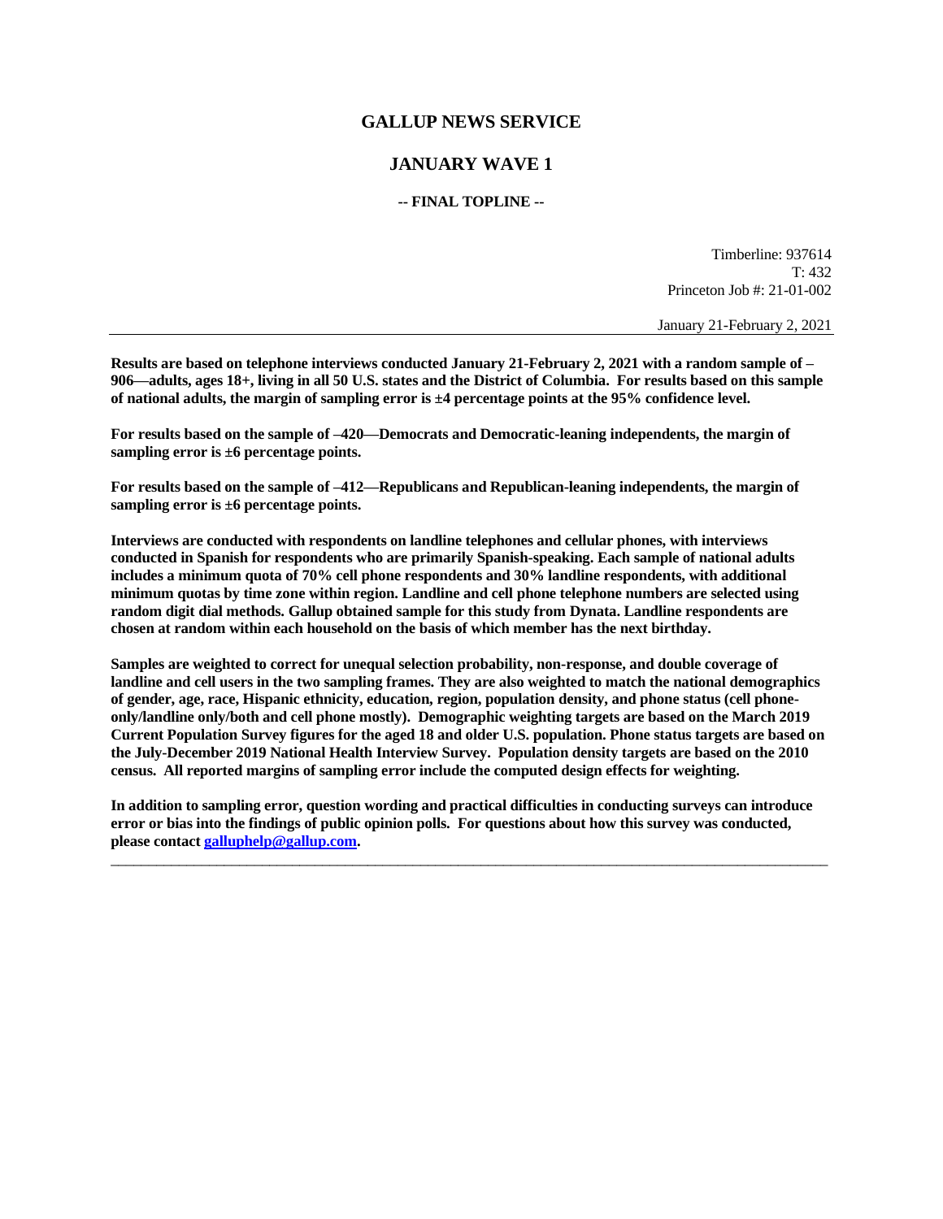# GALLUP NEWS SERVICE

## JANUARY WAVE 1

### -- FINAL TOPLINE --

Timberline: 937614
T: 432
Princeton Job #: 21-01-002

January 21-February 2, 2021

---

**Results are based on telephone interviews conducted January 21-February 2, 2021 with a random sample of –906—adults, ages 18+, living in all 50 U.S. states and the District of Columbia. For results based on this sample of national adults, the margin of sampling error is ±4 percentage points at the 95% confidence level.**

**For results based on the sample of –420—Democrats and Democratic-leaning independents, the margin of sampling error is ±6 percentage points.**

**For results based on the sample of –412—Republicans and Republican-leaning independents, the margin of sampling error is ±6 percentage points.**

**Interviews are conducted with respondents on landline telephones and cellular phones, with interviews conducted in Spanish for respondents who are primarily Spanish-speaking. Each sample of national adults includes a minimum quota of 70% cell phone respondents and 30% landline respondents, with additional minimum quotas by time zone within region. Landline and cell phone telephone numbers are selected using random digit dial methods. Gallup obtained sample for this study from Dynata. Landline respondents are chosen at random within each household on the basis of which member has the next birthday.**

**Samples are weighted to correct for unequal selection probability, non-response, and double coverage of landline and cell users in the two sampling frames. They are also weighted to match the national demographics of gender, age, race, Hispanic ethnicity, education, region, population density, and phone status (cell phone-only/landline only/both and cell phone mostly). Demographic weighting targets are based on the March 2019 Current Population Survey figures for the aged 18 and older U.S. population. Phone status targets are based on the July-December 2019 National Health Interview Survey. Population density targets are based on the 2010 census. All reported margins of sampling error include the computed design effects for weighting.**

**In addition to sampling error, question wording and practical difficulties in conducting surveys can introduce error or bias into the findings of public opinion polls. For questions about how this survey was conducted, please contact [galluphelp@gallup.com](mailto:galluphelp@gallup.com).**

---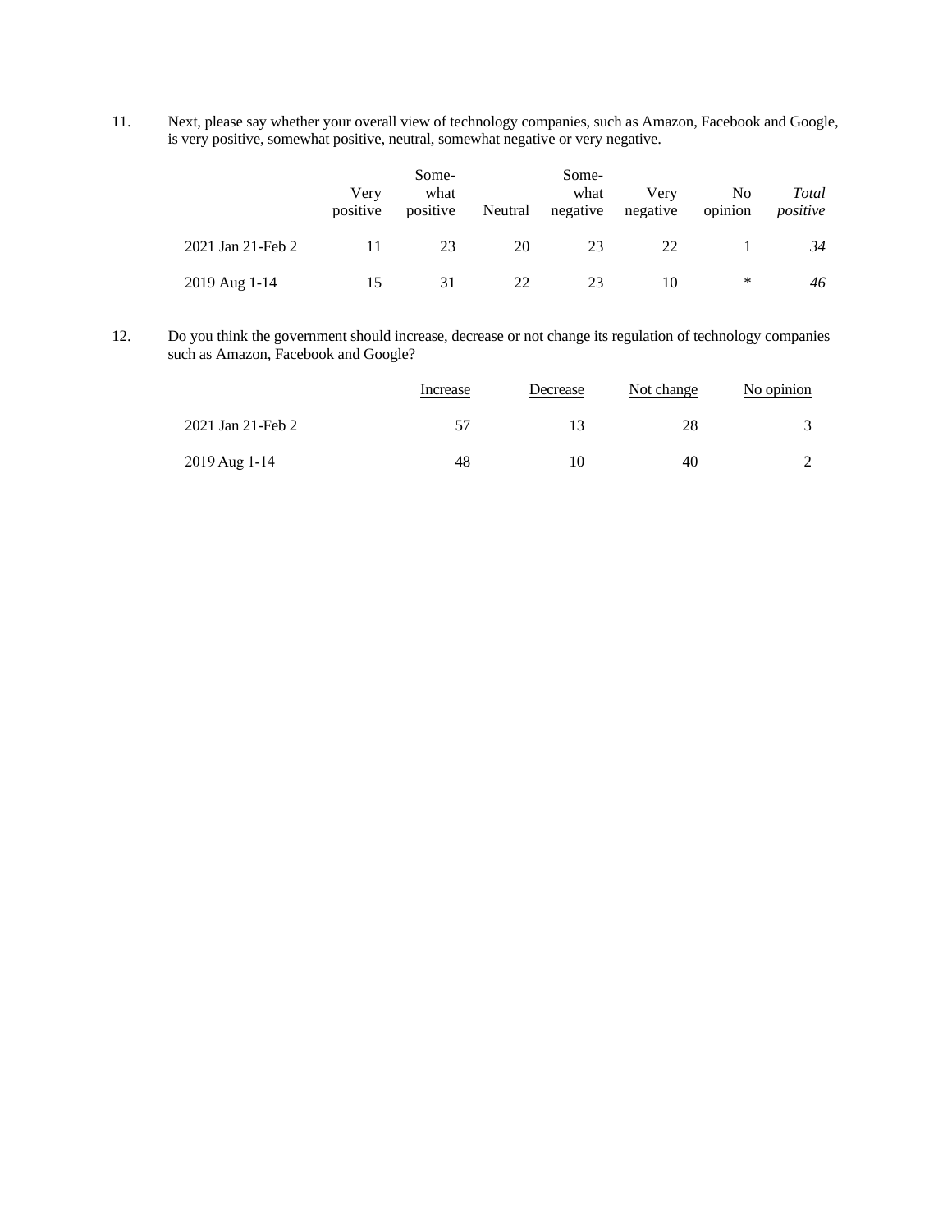11. Next, please say whether your overall view of technology companies, such as Amazon, Facebook and Google, is very positive, somewhat positive, neutral, somewhat negative or very negative.

| | Very positive | Somewhat positive | Neutral | Somewhat negative | Very negative | No opinion | *Total positive* |
|---|---|---|---|---|---|---|---|
| 2021 Jan 21-Feb 2 | 11 | 23 | 20 | 23 | 22 | 1 | *34* |
| 2019 Aug 1-14 | 15 | 31 | 22 | 23 | 10 | * | *46* |

12. Do you think the government should increase, decrease or not change its regulation of technology companies such as Amazon, Facebook and Google?

| | Increase | Decrease | Not change | No opinion |
|---|---|---|---|---|
| 2021 Jan 21-Feb 2 | 57 | 13 | 28 | 3 |
| 2019 Aug 1-14 | 48 | 10 | 40 | 2 |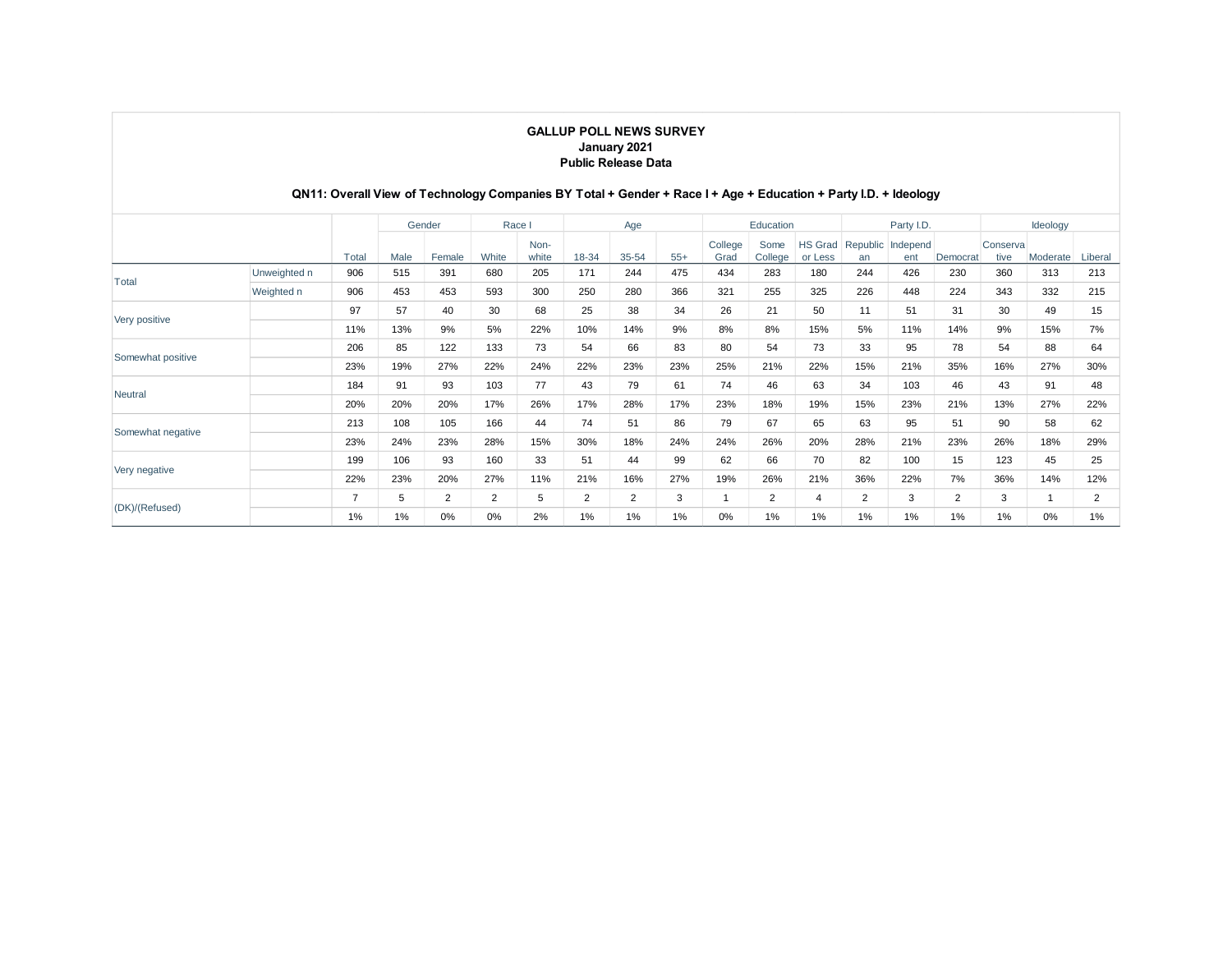**GALLUP POLL NEWS SURVEY**
**January 2021**
**Public Release Data**

**QN11: Overall View of Technology Companies BY Total + Gender + Race I + Age + Education + Party I.D. + Ideology**

| | | | Gender | | Race I | | Age | | | Education | | | Party I.D. | | | Ideology | | |
|---|---|---|---|---|---|---|---|---|---|---|---|---|---|---|---|---|---|---|
| | | Total | Male | Female | White | Non-white | 18-34 | 35-54 | 55+ | College Grad | Some College | HS Grad or Less | Republican | Independent | Democrat | Conservative | Moderate | Liberal |
| Total | Unweighted n | 906 | 515 | 391 | 680 | 205 | 171 | 244 | 475 | 434 | 283 | 180 | 244 | 426 | 230 | 360 | 313 | 213 |
| | Weighted n | 906 | 453 | 453 | 593 | 300 | 250 | 280 | 366 | 321 | 255 | 325 | 226 | 448 | 224 | 343 | 332 | 215 |
| Very positive | | 97 | 57 | 40 | 30 | 68 | 25 | 38 | 34 | 26 | 21 | 50 | 11 | 51 | 31 | 30 | 49 | 15 |
| | | 11% | 13% | 9% | 5% | 22% | 10% | 14% | 9% | 8% | 8% | 15% | 5% | 11% | 14% | 9% | 15% | 7% |
| Somewhat positive | | 206 | 85 | 122 | 133 | 73 | 54 | 66 | 83 | 80 | 54 | 73 | 33 | 95 | 78 | 54 | 88 | 64 |
| | | 23% | 19% | 27% | 22% | 24% | 22% | 23% | 23% | 25% | 21% | 22% | 15% | 21% | 35% | 16% | 27% | 30% |
| Neutral | | 184 | 91 | 93 | 103 | 77 | 43 | 79 | 61 | 74 | 46 | 63 | 34 | 103 | 46 | 43 | 91 | 48 |
| | | 20% | 20% | 20% | 17% | 26% | 17% | 28% | 17% | 23% | 18% | 19% | 15% | 23% | 21% | 13% | 27% | 22% |
| Somewhat negative | | 213 | 108 | 105 | 166 | 44 | 74 | 51 | 86 | 79 | 67 | 65 | 63 | 95 | 51 | 90 | 58 | 62 |
| | | 23% | 24% | 23% | 28% | 15% | 30% | 18% | 24% | 24% | 26% | 20% | 28% | 21% | 23% | 26% | 18% | 29% |
| Very negative | | 199 | 106 | 93 | 160 | 33 | 51 | 44 | 99 | 62 | 66 | 70 | 82 | 100 | 15 | 123 | 45 | 25 |
| | | 22% | 23% | 20% | 27% | 11% | 21% | 16% | 27% | 19% | 26% | 21% | 36% | 22% | 7% | 36% | 14% | 12% |
| (DK)/(Refused) | | 7 | 5 | 2 | 2 | 5 | 2 | 2 | 3 | 1 | 2 | 4 | 2 | 3 | 2 | 3 | 1 | 2 |
| | | 1% | 1% | 0% | 0% | 2% | 1% | 1% | 1% | 0% | 1% | 1% | 1% | 1% | 1% | 1% | 0% | 1% |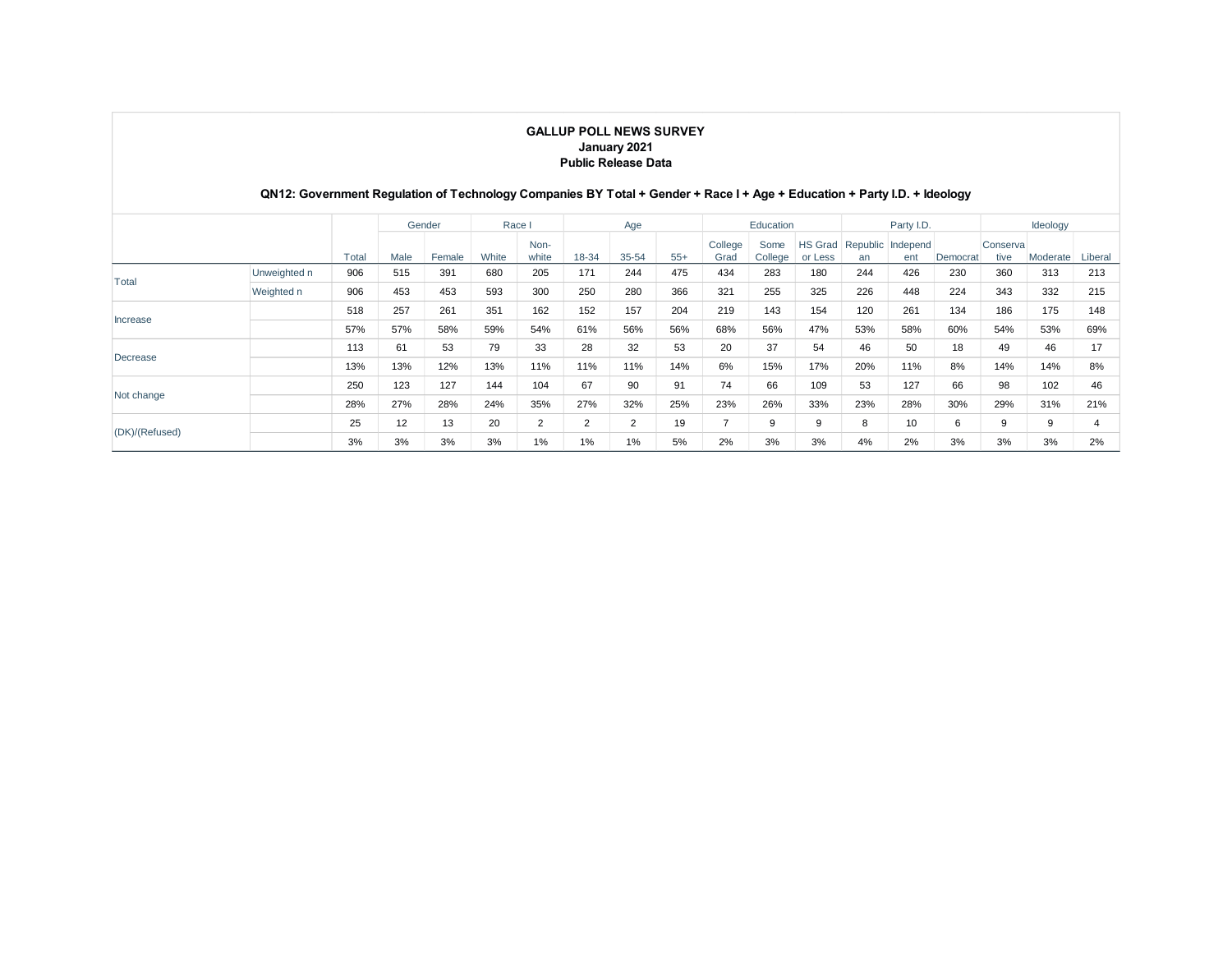**GALLUP POLL NEWS SURVEY**
**January 2021**
**Public Release Data**

**QN12: Government Regulation of Technology Companies BY Total + Gender + Race I + Age + Education + Party I.D. + Ideology**

| | | | Gender | | Race I | | Age | | | Education | | | Party I.D. | | | Ideology | | |
|---|---|---|---|---|---|---|---|---|---|---|---|---|---|---|---|---|---|---|
| | | Total | Male | Female | White | Non-white | 18-34 | 35-54 | 55+ | College Grad | Some College | HS Grad or Less | Republican | Independent | Democrat | Conservative | Moderate | Liberal |
| Total | Unweighted n | 906 | 515 | 391 | 680 | 205 | 171 | 244 | 475 | 434 | 283 | 180 | 244 | 426 | 230 | 360 | 313 | 213 |
| | Weighted n | 906 | 453 | 453 | 593 | 300 | 250 | 280 | 366 | 321 | 255 | 325 | 226 | 448 | 224 | 343 | 332 | 215 |
| Increase | | 518 | 257 | 261 | 351 | 162 | 152 | 157 | 204 | 219 | 143 | 154 | 120 | 261 | 134 | 186 | 175 | 148 |
| | | 57% | 57% | 58% | 59% | 54% | 61% | 56% | 56% | 68% | 56% | 47% | 53% | 58% | 60% | 54% | 53% | 69% |
| Decrease | | 113 | 61 | 53 | 79 | 33 | 28 | 32 | 53 | 20 | 37 | 54 | 46 | 50 | 18 | 49 | 46 | 17 |
| | | 13% | 13% | 12% | 13% | 11% | 11% | 11% | 14% | 6% | 15% | 17% | 20% | 11% | 8% | 14% | 14% | 8% |
| Not change | | 250 | 123 | 127 | 144 | 104 | 67 | 90 | 91 | 74 | 66 | 109 | 53 | 127 | 66 | 98 | 102 | 46 |
| | | 28% | 27% | 28% | 24% | 35% | 27% | 32% | 25% | 23% | 26% | 33% | 23% | 28% | 30% | 29% | 31% | 21% |
| (DK)/(Refused) | | 25 | 12 | 13 | 20 | 2 | 2 | 2 | 19 | 7 | 9 | 9 | 8 | 10 | 6 | 9 | 9 | 4 |
| | | 3% | 3% | 3% | 3% | 1% | 1% | 1% | 5% | 2% | 3% | 3% | 4% | 2% | 3% | 3% | 3% | 2% |